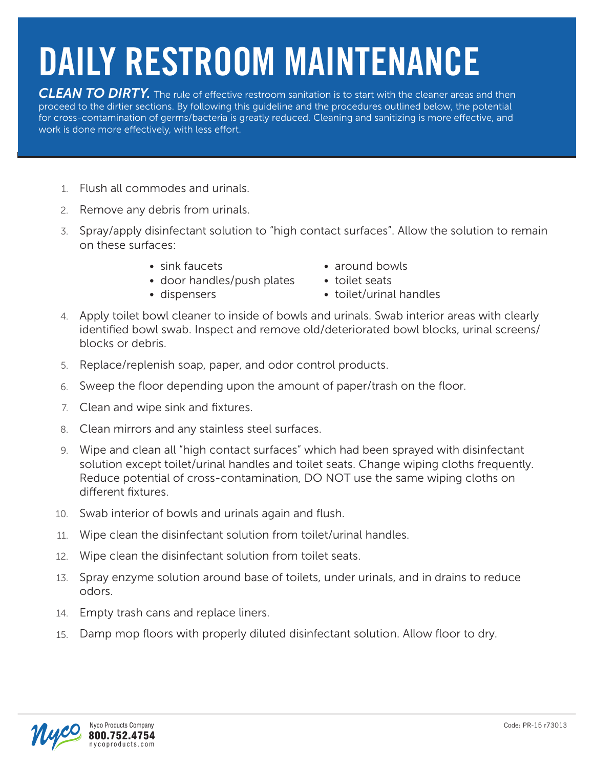# DAILY RESTROOM MAINTENANCE

***CLEAN TO DIRTY.*** The rule of effective restroom sanitation is to start with the cleaner areas and then proceed to the dirtier sections. By following this guideline and the procedures outlined below, the potential for cross-contamination of germs/bacteria is greatly reduced. Cleaning and sanitizing is more effective, and work is done more effectively, with less effort.

1. Flush all commodes and urinals.
2. Remove any debris from urinals.
3. Spray/apply disinfectant solution to "high contact surfaces". Allow the solution to remain on these surfaces:
   - sink faucets
   - door handles/push plates
   - dispensers
   - around bowls
   - toilet seats
   - toilet/urinal handles
4. Apply toilet bowl cleaner to inside of bowls and urinals. Swab interior areas with clearly identified bowl swab. Inspect and remove old/deteriorated bowl blocks, urinal screens/blocks or debris.
5. Replace/replenish soap, paper, and odor control products.
6. Sweep the floor depending upon the amount of paper/trash on the floor.
7. Clean and wipe sink and fixtures.
8. Clean mirrors and any stainless steel surfaces.
9. Wipe and clean all "high contact surfaces" which had been sprayed with disinfectant solution except toilet/urinal handles and toilet seats. Change wiping cloths frequently. Reduce potential of cross-contamination, DO NOT use the same wiping cloths on different fixtures.
10. Swab interior of bowls and urinals again and flush.
11. Wipe clean the disinfectant solution from toilet/urinal handles.
12. Wipe clean the disinfectant solution from toilet seats.
13. Spray enzyme solution around base of toilets, under urinals, and in drains to reduce odors.
14. Empty trash cans and replace liners.
15. Damp mop floors with properly diluted disinfectant solution. Allow floor to dry.

Nyco Products Company
**800.752.4754**
nycoproducts.com

Code: PR-15 r73013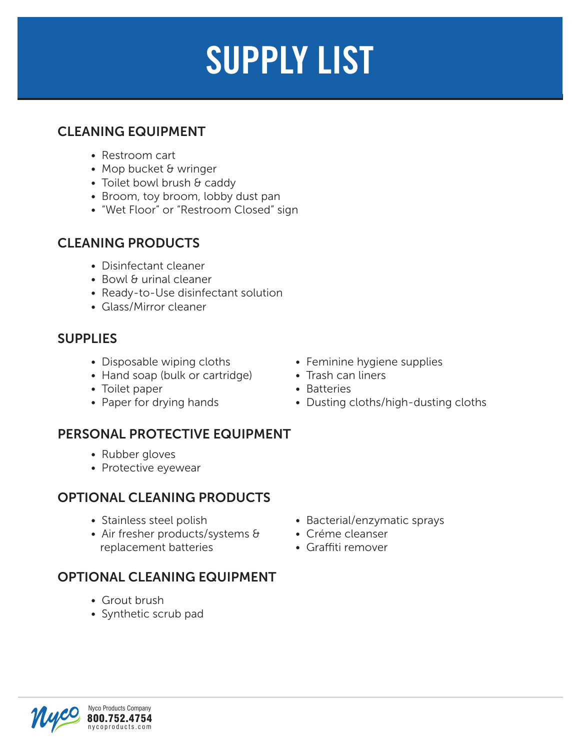# SUPPLY LIST

## CLEANING EQUIPMENT

- Restroom cart
- Mop bucket & wringer
- Toilet bowl brush & caddy
- Broom, toy broom, lobby dust pan
- “Wet Floor” or “Restroom Closed” sign

## CLEANING PRODUCTS

- Disinfectant cleaner
- Bowl & urinal cleaner
- Ready-to-Use disinfectant solution
- Glass/Mirror cleaner

## SUPPLIES

- Disposable wiping cloths
- Hand soap (bulk or cartridge)
- Toilet paper
- Paper for drying hands
- Feminine hygiene supplies
- Trash can liners
- Batteries
- Dusting cloths/high-dusting cloths

## PERSONAL PROTECTIVE EQUIPMENT

- Rubber gloves
- Protective eyewear

## OPTIONAL CLEANING PRODUCTS

- Stainless steel polish
- Air fresher products/systems & replacement batteries
- Bacterial/enzymatic sprays
- Créme cleanser
- Graffiti remover

## OPTIONAL CLEANING EQUIPMENT

- Grout brush
- Synthetic scrub pad

Nyco Products Company
800.752.4754
nycoproducts.com